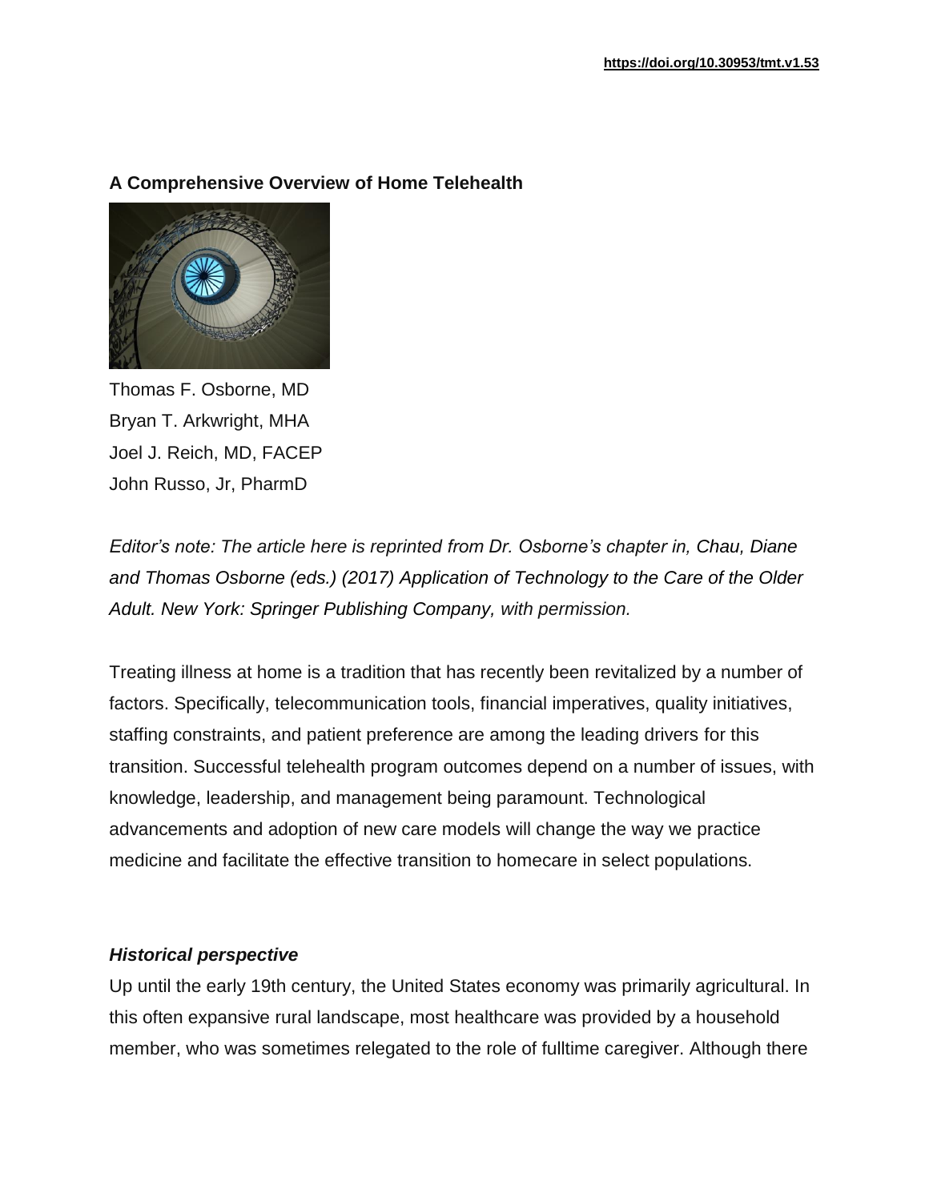https://doi.org/10.30953/tmt.v1.53

# A Comprehensive Overview of Home Telehealth

Thomas F. Osborne, MD
Bryan T. Arkwright, MHA
Joel J. Reich, MD, FACEP
John Russo, Jr, PharmD

*Editor's note: The article here is reprinted from Dr. Osborne's chapter in, Chau, Diane and Thomas Osborne (eds.) (2017) Application of Technology to the Care of the Older Adult. New York: Springer Publishing Company, with permission.*

Treating illness at home is a tradition that has recently been revitalized by a number of factors. Specifically, telecommunication tools, financial imperatives, quality initiatives, staffing constraints, and patient preference are among the leading drivers for this transition. Successful telehealth program outcomes depend on a number of issues, with knowledge, leadership, and management being paramount. Technological advancements and adoption of new care models will change the way we practice medicine and facilitate the effective transition to homecare in select populations.

## *Historical perspective*

Up until the early 19th century, the United States economy was primarily agricultural. In this often expansive rural landscape, most healthcare was provided by a household member, who was sometimes relegated to the role of fulltime caregiver. Although there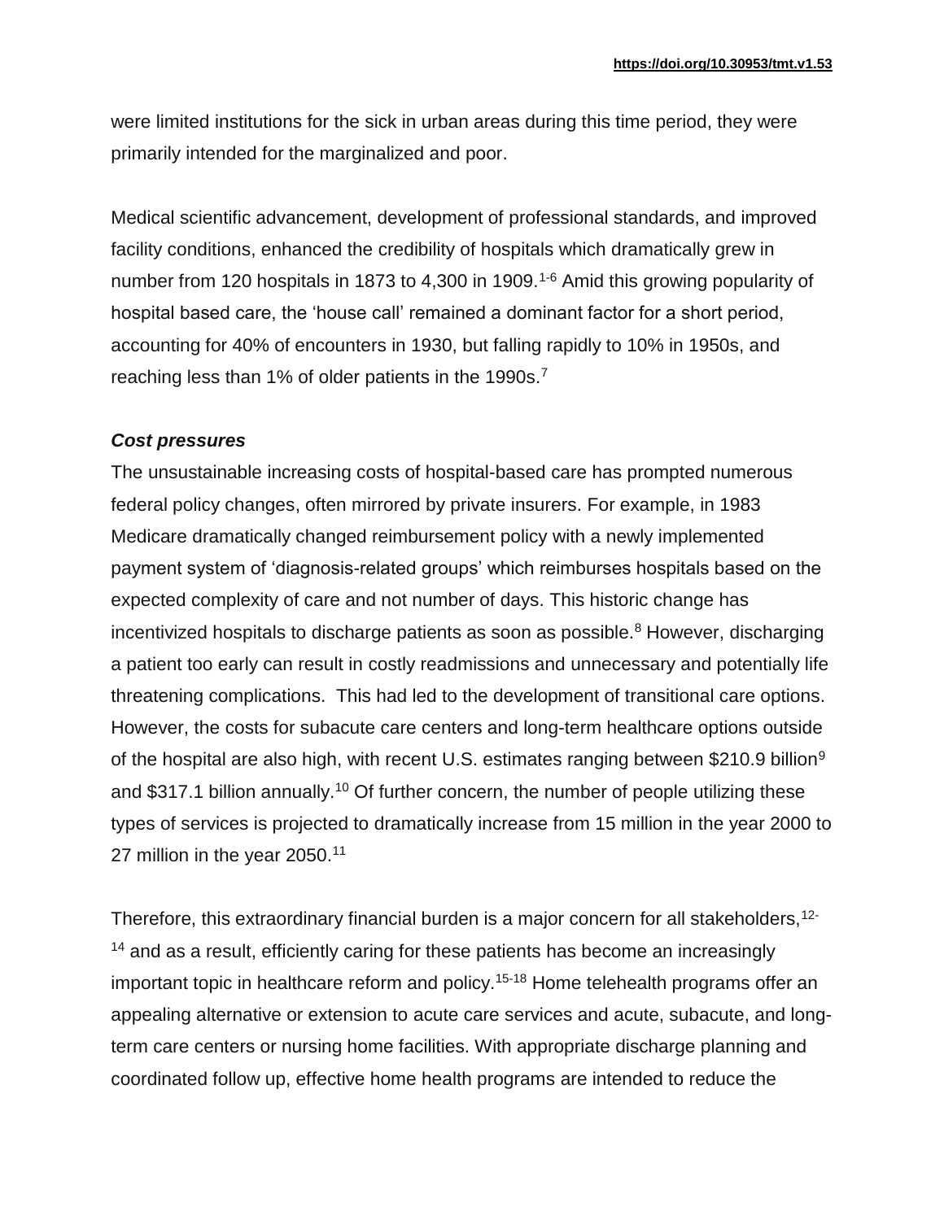were limited institutions for the sick in urban areas during this time period, they were primarily intended for the marginalized and poor.

Medical scientific advancement, development of professional standards, and improved facility conditions, enhanced the credibility of hospitals which dramatically grew in number from 120 hospitals in 1873 to 4,300 in 1909.[1-6] Amid this growing popularity of hospital based care, the 'house call' remained a dominant factor for a short period, accounting for 40% of encounters in 1930, but falling rapidly to 10% in 1950s, and reaching less than 1% of older patients in the 1990s.[7]

### *Cost pressures*

The unsustainable increasing costs of hospital-based care has prompted numerous federal policy changes, often mirrored by private insurers. For example, in 1983 Medicare dramatically changed reimbursement policy with a newly implemented payment system of 'diagnosis-related groups' which reimburses hospitals based on the expected complexity of care and not number of days. This historic change has incentivized hospitals to discharge patients as soon as possible.[8] However, discharging a patient too early can result in costly readmissions and unnecessary and potentially life threatening complications. This had led to the development of transitional care options. However, the costs for subacute care centers and long-term healthcare options outside of the hospital are also high, with recent U.S. estimates ranging between $210.9 billion[9] and $317.1 billion annually.[10] Of further concern, the number of people utilizing these types of services is projected to dramatically increase from 15 million in the year 2000 to 27 million in the year 2050.[11]

Therefore, this extraordinary financial burden is a major concern for all stakeholders,[12-14] and as a result, efficiently caring for these patients has become an increasingly important topic in healthcare reform and policy.[15-18] Home telehealth programs offer an appealing alternative or extension to acute care services and acute, subacute, and long-term care centers or nursing home facilities. With appropriate discharge planning and coordinated follow up, effective home health programs are intended to reduce the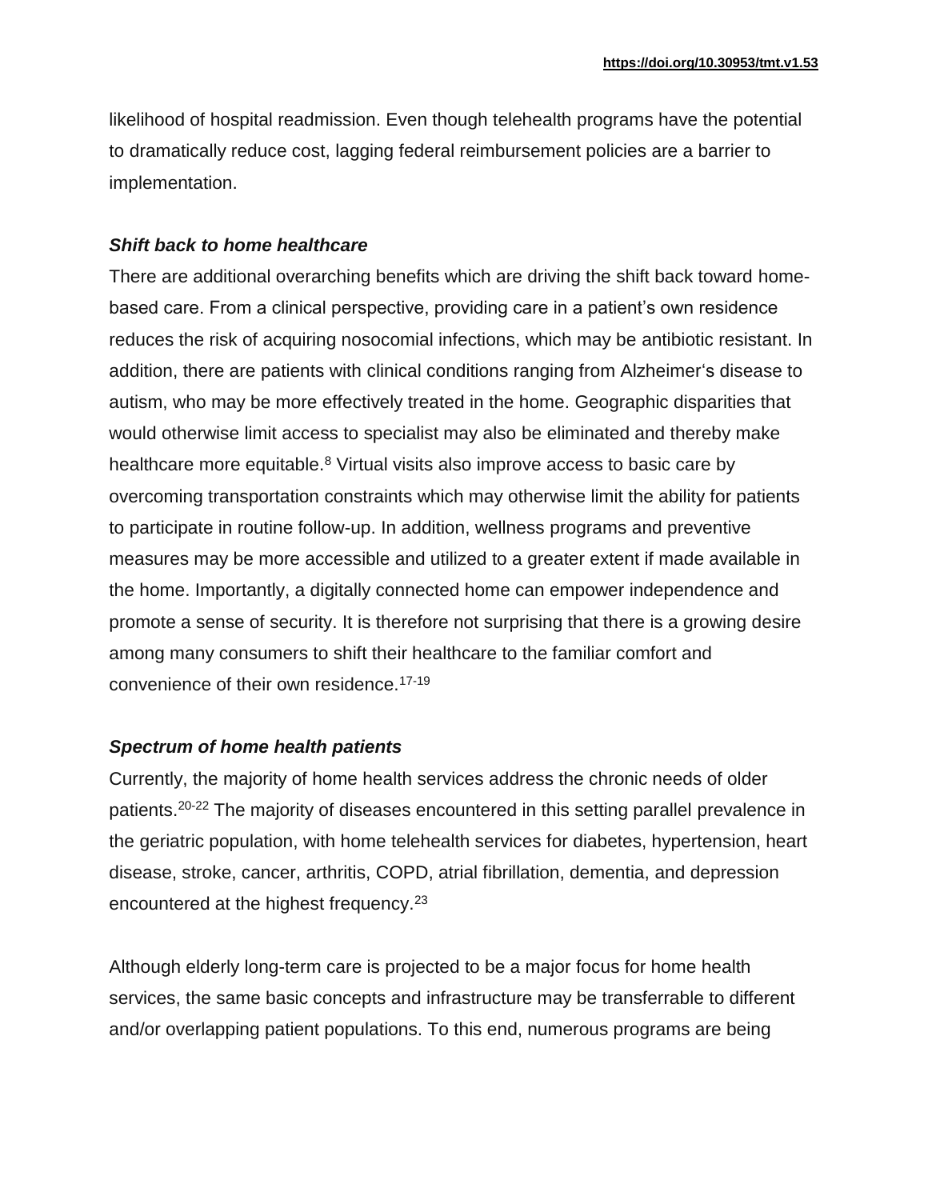likelihood of hospital readmission. Even though telehealth programs have the potential to dramatically reduce cost, lagging federal reimbursement policies are a barrier to implementation.

### *Shift back to home healthcare*

There are additional overarching benefits which are driving the shift back toward home-based care. From a clinical perspective, providing care in a patient's own residence reduces the risk of acquiring nosocomial infections, which may be antibiotic resistant. In addition, there are patients with clinical conditions ranging from Alzheimer's disease to autism, who may be more effectively treated in the home. Geographic disparities that would otherwise limit access to specialist may also be eliminated and thereby make healthcare more equitable.[8] Virtual visits also improve access to basic care by overcoming transportation constraints which may otherwise limit the ability for patients to participate in routine follow-up. In addition, wellness programs and preventive measures may be more accessible and utilized to a greater extent if made available in the home. Importantly, a digitally connected home can empower independence and promote a sense of security. It is therefore not surprising that there is a growing desire among many consumers to shift their healthcare to the familiar comfort and convenience of their own residence.[17-19]

### *Spectrum of home health patients*

Currently, the majority of home health services address the chronic needs of older patients.[20-22] The majority of diseases encountered in this setting parallel prevalence in the geriatric population, with home telehealth services for diabetes, hypertension, heart disease, stroke, cancer, arthritis, COPD, atrial fibrillation, dementia, and depression encountered at the highest frequency.[23]

Although elderly long-term care is projected to be a major focus for home health services, the same basic concepts and infrastructure may be transferrable to different and/or overlapping patient populations. To this end, numerous programs are being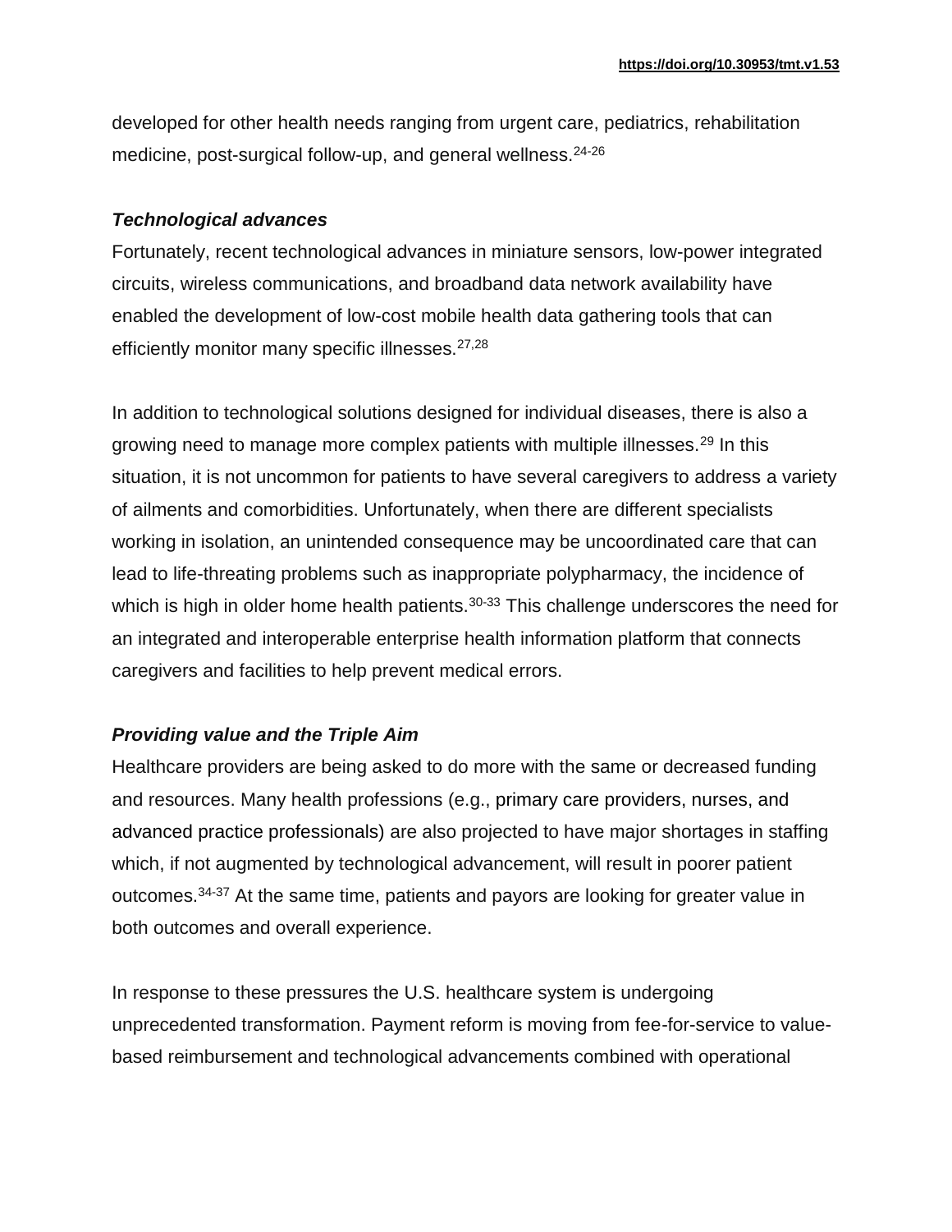developed for other health needs ranging from urgent care, pediatrics, rehabilitation medicine, post-surgical follow-up, and general wellness.[24-26]

### *Technological advances*

Fortunately, recent technological advances in miniature sensors, low-power integrated circuits, wireless communications, and broadband data network availability have enabled the development of low-cost mobile health data gathering tools that can efficiently monitor many specific illnesses.[27,28]

In addition to technological solutions designed for individual diseases, there is also a growing need to manage more complex patients with multiple illnesses.[29] In this situation, it is not uncommon for patients to have several caregivers to address a variety of ailments and comorbidities. Unfortunately, when there are different specialists working in isolation, an unintended consequence may be uncoordinated care that can lead to life-threating problems such as inappropriate polypharmacy, the incidence of which is high in older home health patients.[30-33] This challenge underscores the need for an integrated and interoperable enterprise health information platform that connects caregivers and facilities to help prevent medical errors.

### *Providing value and the Triple Aim*

Healthcare providers are being asked to do more with the same or decreased funding and resources. Many health professions (e.g., primary care providers, nurses, and advanced practice professionals) are also projected to have major shortages in staffing which, if not augmented by technological advancement, will result in poorer patient outcomes.[34-37] At the same time, patients and payors are looking for greater value in both outcomes and overall experience.

In response to these pressures the U.S. healthcare system is undergoing unprecedented transformation. Payment reform is moving from fee-for-service to value-based reimbursement and technological advancements combined with operational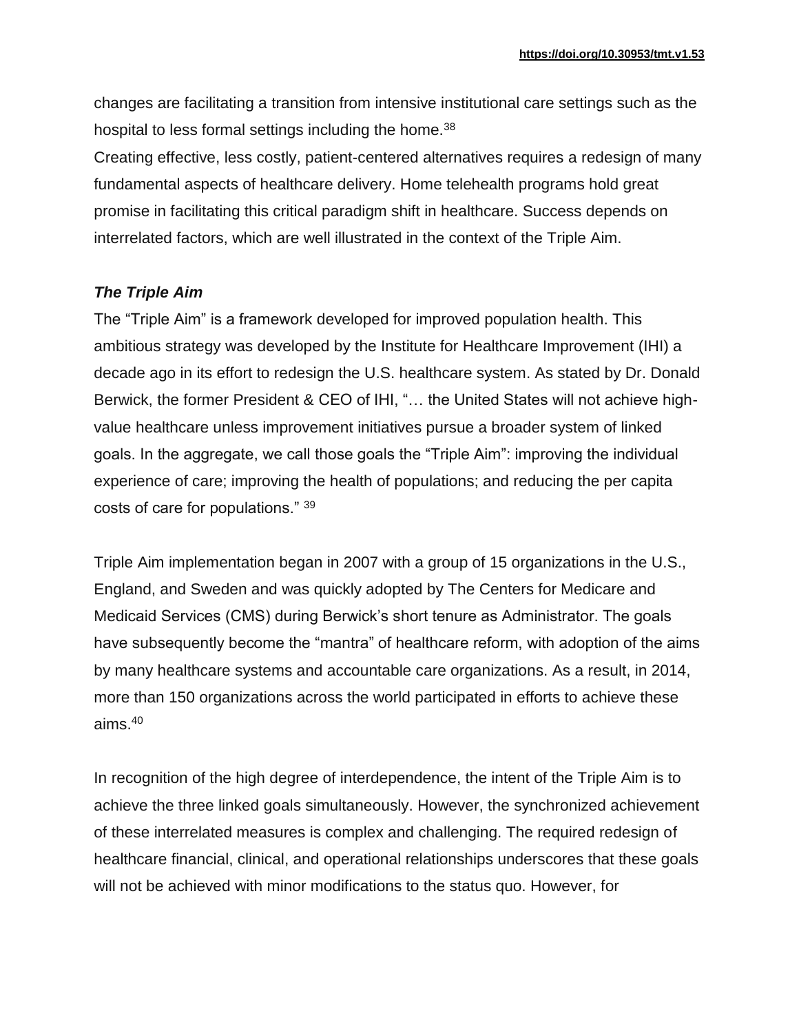changes are facilitating a transition from intensive institutional care settings such as the hospital to less formal settings including the home.[38]

Creating effective, less costly, patient-centered alternatives requires a redesign of many fundamental aspects of healthcare delivery. Home telehealth programs hold great promise in facilitating this critical paradigm shift in healthcare. Success depends on interrelated factors, which are well illustrated in the context of the Triple Aim.

### *The Triple Aim*

The "Triple Aim" is a framework developed for improved population health. This ambitious strategy was developed by the Institute for Healthcare Improvement (IHI) a decade ago in its effort to redesign the U.S. healthcare system. As stated by Dr. Donald Berwick, the former President & CEO of IHI, "… the United States will not achieve high-value healthcare unless improvement initiatives pursue a broader system of linked goals. In the aggregate, we call those goals the "Triple Aim": improving the individual experience of care; improving the health of populations; and reducing the per capita costs of care for populations." [39]

Triple Aim implementation began in 2007 with a group of 15 organizations in the U.S., England, and Sweden and was quickly adopted by The Centers for Medicare and Medicaid Services (CMS) during Berwick's short tenure as Administrator. The goals have subsequently become the "mantra" of healthcare reform, with adoption of the aims by many healthcare systems and accountable care organizations. As a result, in 2014, more than 150 organizations across the world participated in efforts to achieve these aims.[40]

In recognition of the high degree of interdependence, the intent of the Triple Aim is to achieve the three linked goals simultaneously. However, the synchronized achievement of these interrelated measures is complex and challenging. The required redesign of healthcare financial, clinical, and operational relationships underscores that these goals will not be achieved with minor modifications to the status quo. However, for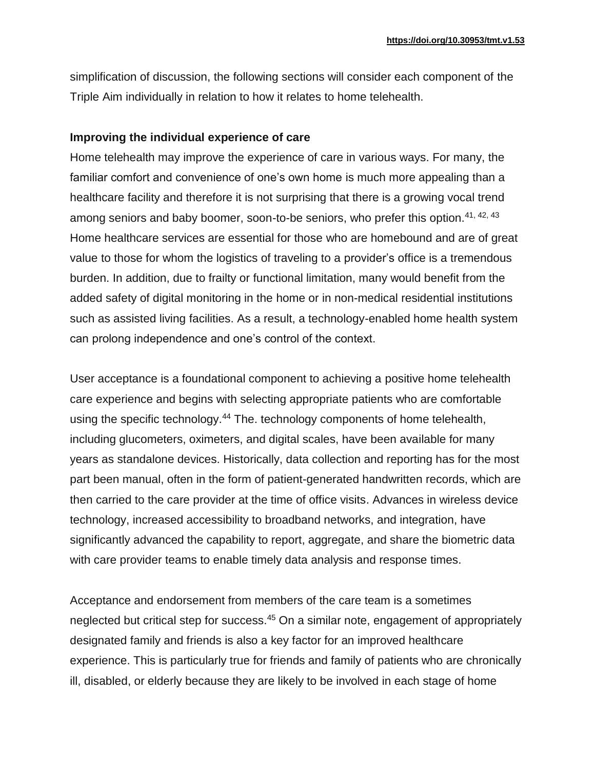simplification of discussion, the following sections will consider each component of the Triple Aim individually in relation to how it relates to home telehealth.

### Improving the individual experience of care

Home telehealth may improve the experience of care in various ways. For many, the familiar comfort and convenience of one's own home is much more appealing than a healthcare facility and therefore it is not surprising that there is a growing vocal trend among seniors and baby boomer, soon-to-be seniors, who prefer this option.[41, 42, 43] Home healthcare services are essential for those who are homebound and are of great value to those for whom the logistics of traveling to a provider's office is a tremendous burden. In addition, due to frailty or functional limitation, many would benefit from the added safety of digital monitoring in the home or in non-medical residential institutions such as assisted living facilities. As a result, a technology-enabled home health system can prolong independence and one's control of the context.

User acceptance is a foundational component to achieving a positive home telehealth care experience and begins with selecting appropriate patients who are comfortable using the specific technology.[44] The. technology components of home telehealth, including glucometers, oximeters, and digital scales, have been available for many years as standalone devices. Historically, data collection and reporting has for the most part been manual, often in the form of patient-generated handwritten records, which are then carried to the care provider at the time of office visits. Advances in wireless device technology, increased accessibility to broadband networks, and integration, have significantly advanced the capability to report, aggregate, and share the biometric data with care provider teams to enable timely data analysis and response times.

Acceptance and endorsement from members of the care team is a sometimes neglected but critical step for success.[45] On a similar note, engagement of appropriately designated family and friends is also a key factor for an improved healthcare experience. This is particularly true for friends and family of patients who are chronically ill, disabled, or elderly because they are likely to be involved in each stage of home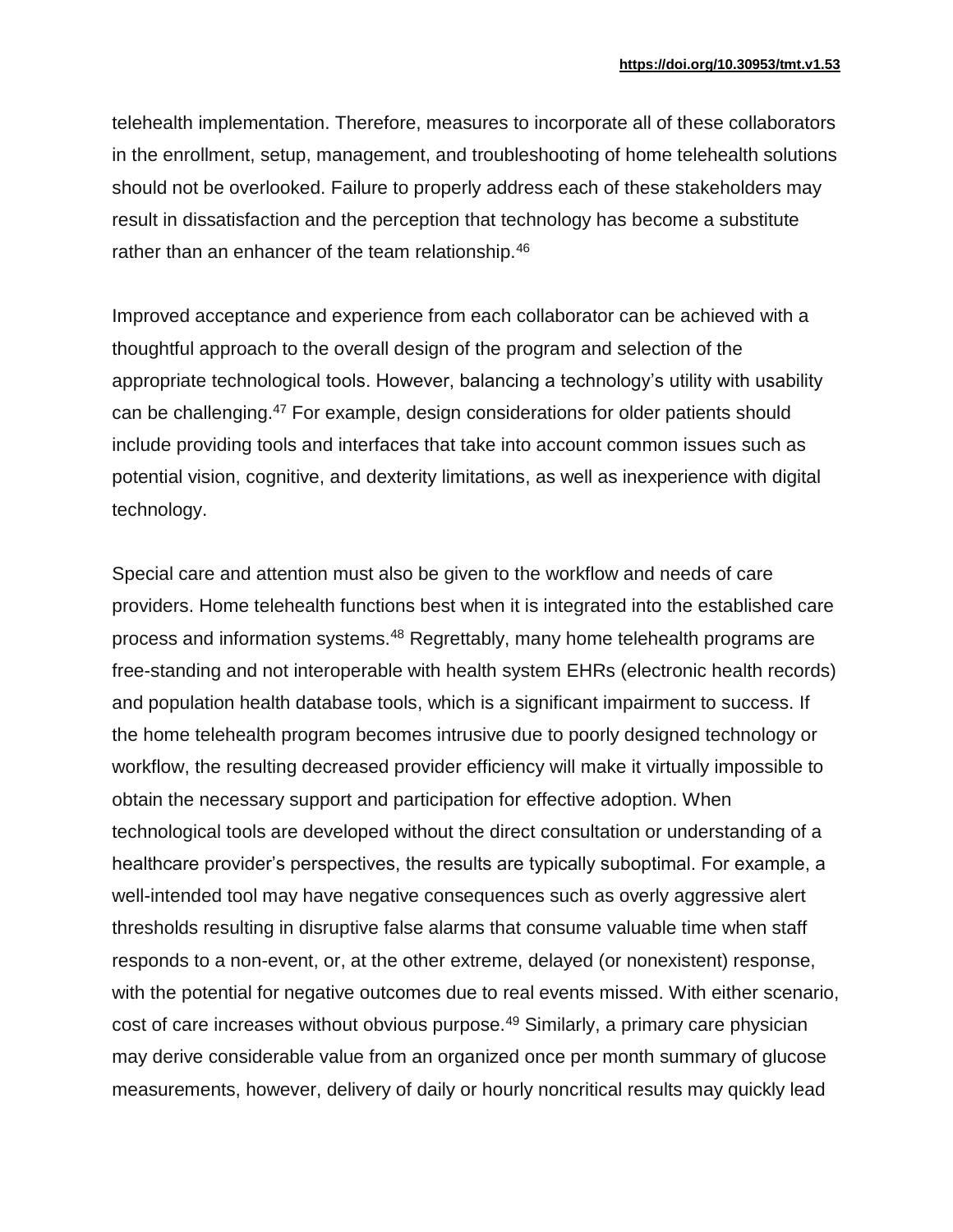telehealth implementation. Therefore, measures to incorporate all of these collaborators in the enrollment, setup, management, and troubleshooting of home telehealth solutions should not be overlooked. Failure to properly address each of these stakeholders may result in dissatisfaction and the perception that technology has become a substitute rather than an enhancer of the team relationship.[46]

Improved acceptance and experience from each collaborator can be achieved with a thoughtful approach to the overall design of the program and selection of the appropriate technological tools. However, balancing a technology's utility with usability can be challenging.[47] For example, design considerations for older patients should include providing tools and interfaces that take into account common issues such as potential vision, cognitive, and dexterity limitations, as well as inexperience with digital technology.

Special care and attention must also be given to the workflow and needs of care providers. Home telehealth functions best when it is integrated into the established care process and information systems.[48] Regrettably, many home telehealth programs are free-standing and not interoperable with health system EHRs (electronic health records) and population health database tools, which is a significant impairment to success. If the home telehealth program becomes intrusive due to poorly designed technology or workflow, the resulting decreased provider efficiency will make it virtually impossible to obtain the necessary support and participation for effective adoption. When technological tools are developed without the direct consultation or understanding of a healthcare provider's perspectives, the results are typically suboptimal. For example, a well-intended tool may have negative consequences such as overly aggressive alert thresholds resulting in disruptive false alarms that consume valuable time when staff responds to a non-event, or, at the other extreme, delayed (or nonexistent) response, with the potential for negative outcomes due to real events missed. With either scenario, cost of care increases without obvious purpose.[49] Similarly, a primary care physician may derive considerable value from an organized once per month summary of glucose measurements, however, delivery of daily or hourly noncritical results may quickly lead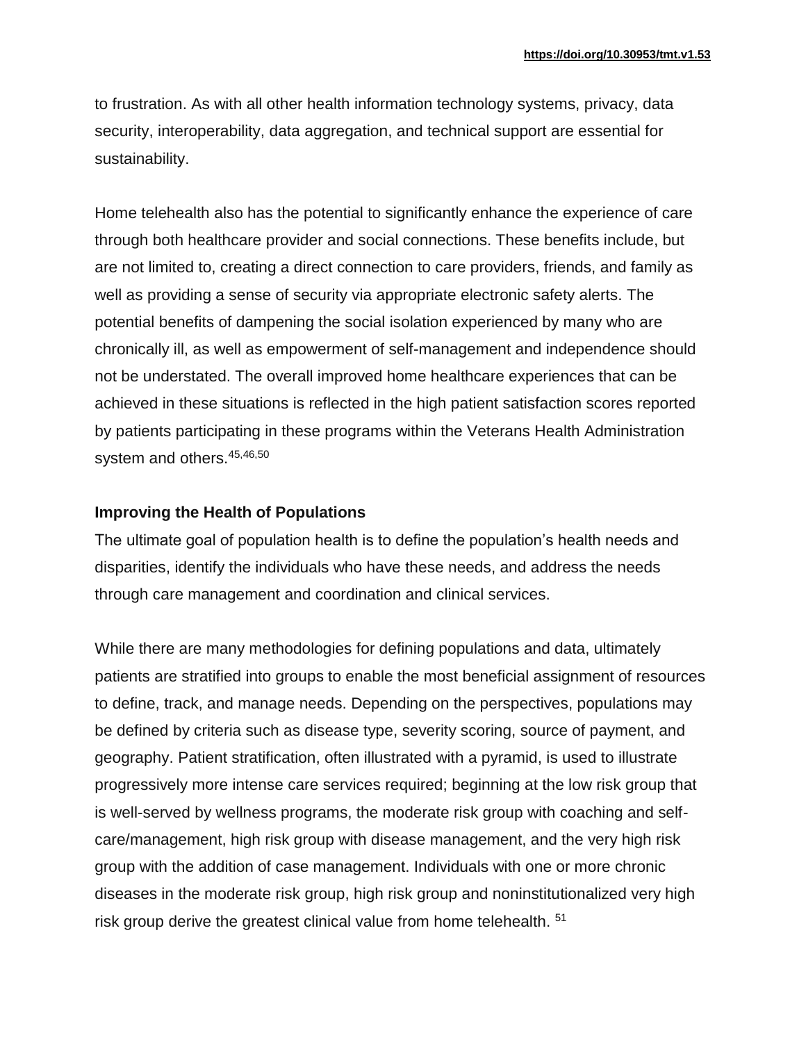to frustration. As with all other health information technology systems, privacy, data security, interoperability, data aggregation, and technical support are essential for sustainability.

Home telehealth also has the potential to significantly enhance the experience of care through both healthcare provider and social connections. These benefits include, but are not limited to, creating a direct connection to care providers, friends, and family as well as providing a sense of security via appropriate electronic safety alerts. The potential benefits of dampening the social isolation experienced by many who are chronically ill, as well as empowerment of self-management and independence should not be understated. The overall improved home healthcare experiences that can be achieved in these situations is reflected in the high patient satisfaction scores reported by patients participating in these programs within the Veterans Health Administration system and others.[45,46,50]

**Improving the Health of Populations**

The ultimate goal of population health is to define the population's health needs and disparities, identify the individuals who have these needs, and address the needs through care management and coordination and clinical services.

While there are many methodologies for defining populations and data, ultimately patients are stratified into groups to enable the most beneficial assignment of resources to define, track, and manage needs. Depending on the perspectives, populations may be defined by criteria such as disease type, severity scoring, source of payment, and geography. Patient stratification, often illustrated with a pyramid, is used to illustrate progressively more intense care services required; beginning at the low risk group that is well-served by wellness programs, the moderate risk group with coaching and self-care/management, high risk group with disease management, and the very high risk group with the addition of case management. Individuals with one or more chronic diseases in the moderate risk group, high risk group and noninstitutionalized very high risk group derive the greatest clinical value from home telehealth. [51]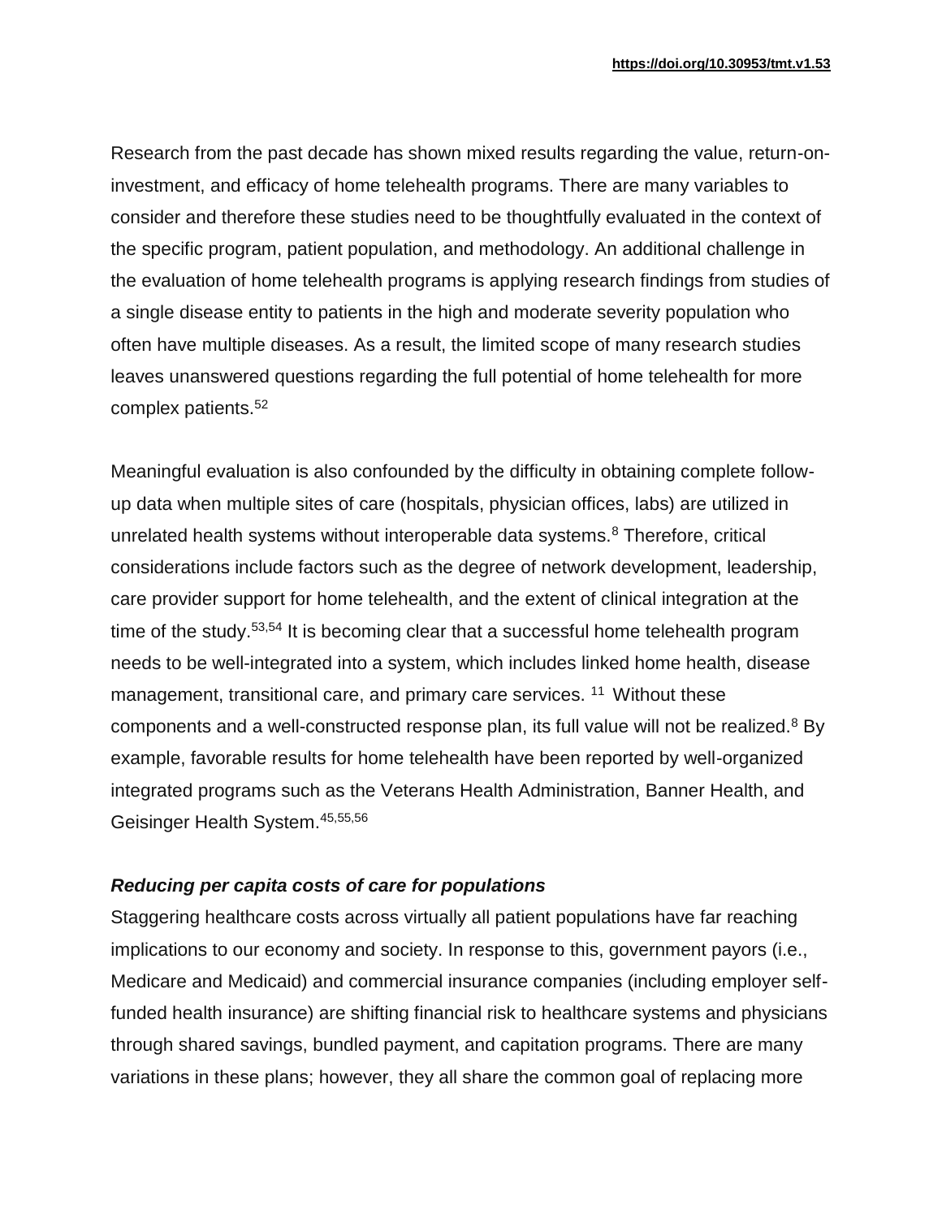Research from the past decade has shown mixed results regarding the value, return-on-investment, and efficacy of home telehealth programs. There are many variables to consider and therefore these studies need to be thoughtfully evaluated in the context of the specific program, patient population, and methodology. An additional challenge in the evaluation of home telehealth programs is applying research findings from studies of a single disease entity to patients in the high and moderate severity population who often have multiple diseases. As a result, the limited scope of many research studies leaves unanswered questions regarding the full potential of home telehealth for more complex patients.[52]

Meaningful evaluation is also confounded by the difficulty in obtaining complete follow-up data when multiple sites of care (hospitals, physician offices, labs) are utilized in unrelated health systems without interoperable data systems.[8] Therefore, critical considerations include factors such as the degree of network development, leadership, care provider support for home telehealth, and the extent of clinical integration at the time of the study.[53,54] It is becoming clear that a successful home telehealth program needs to be well-integrated into a system, which includes linked home health, disease management, transitional care, and primary care services. [11] Without these components and a well-constructed response plan, its full value will not be realized.[8] By example, favorable results for home telehealth have been reported by well-organized integrated programs such as the Veterans Health Administration, Banner Health, and Geisinger Health System.[45,55,56]

### *Reducing per capita costs of care for populations*

Staggering healthcare costs across virtually all patient populations have far reaching implications to our economy and society. In response to this, government payors (i.e., Medicare and Medicaid) and commercial insurance companies (including employer self-funded health insurance) are shifting financial risk to healthcare systems and physicians through shared savings, bundled payment, and capitation programs. There are many variations in these plans; however, they all share the common goal of replacing more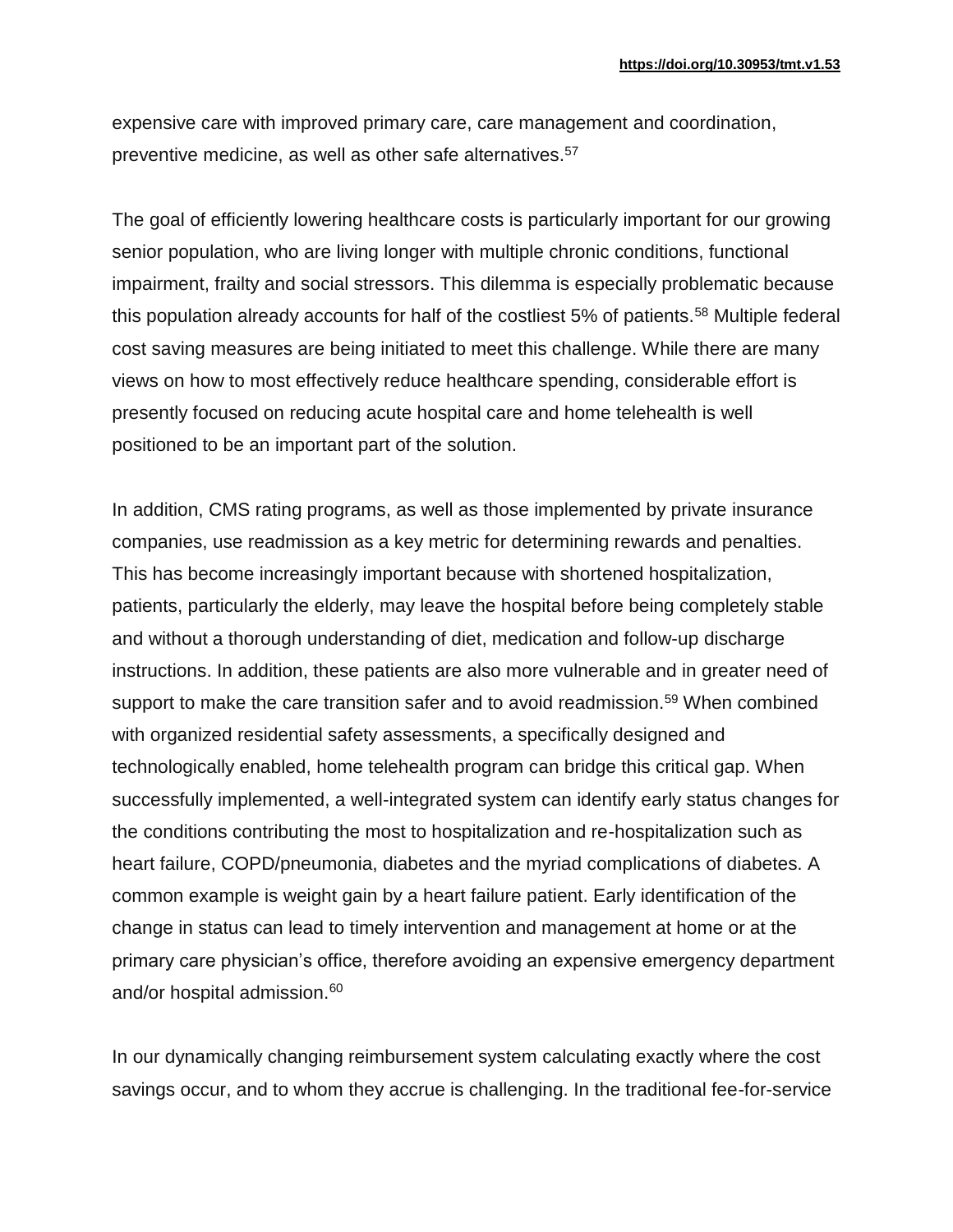expensive care with improved primary care, care management and coordination, preventive medicine, as well as other safe alternatives.[57]

The goal of efficiently lowering healthcare costs is particularly important for our growing senior population, who are living longer with multiple chronic conditions, functional impairment, frailty and social stressors. This dilemma is especially problematic because this population already accounts for half of the costliest 5% of patients.[58] Multiple federal cost saving measures are being initiated to meet this challenge. While there are many views on how to most effectively reduce healthcare spending, considerable effort is presently focused on reducing acute hospital care and home telehealth is well positioned to be an important part of the solution.

In addition, CMS rating programs, as well as those implemented by private insurance companies, use readmission as a key metric for determining rewards and penalties. This has become increasingly important because with shortened hospitalization, patients, particularly the elderly, may leave the hospital before being completely stable and without a thorough understanding of diet, medication and follow-up discharge instructions. In addition, these patients are also more vulnerable and in greater need of support to make the care transition safer and to avoid readmission.[59] When combined with organized residential safety assessments, a specifically designed and technologically enabled, home telehealth program can bridge this critical gap. When successfully implemented, a well-integrated system can identify early status changes for the conditions contributing the most to hospitalization and re-hospitalization such as heart failure, COPD/pneumonia, diabetes and the myriad complications of diabetes. A common example is weight gain by a heart failure patient. Early identification of the change in status can lead to timely intervention and management at home or at the primary care physician's office, therefore avoiding an expensive emergency department and/or hospital admission.[60]

In our dynamically changing reimbursement system calculating exactly where the cost savings occur, and to whom they accrue is challenging. In the traditional fee-for-service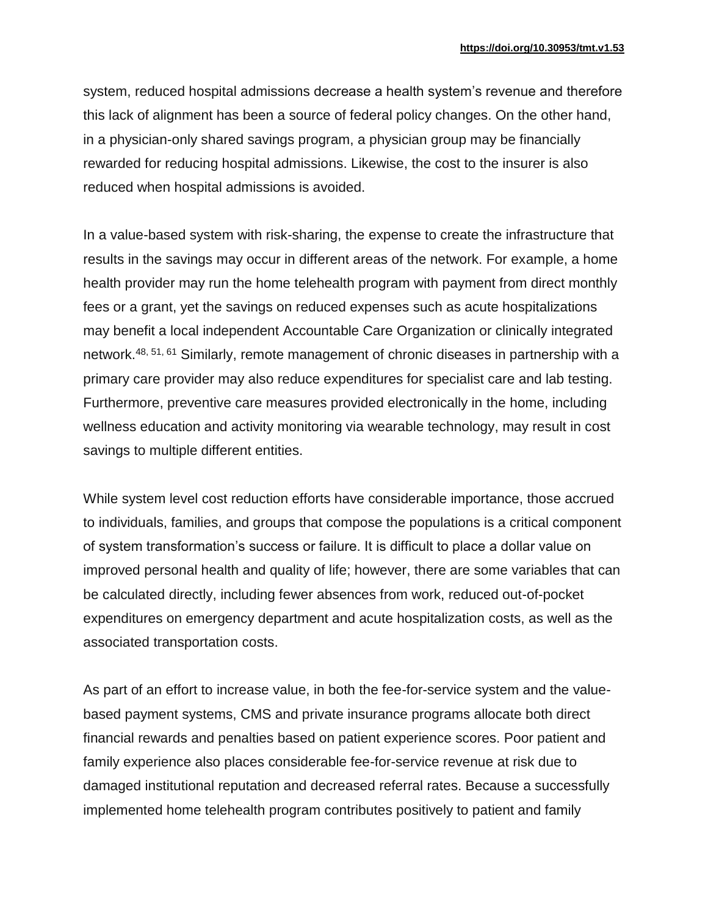system, reduced hospital admissions decrease a health system's revenue and therefore this lack of alignment has been a source of federal policy changes. On the other hand, in a physician-only shared savings program, a physician group may be financially rewarded for reducing hospital admissions. Likewise, the cost to the insurer is also reduced when hospital admissions is avoided.

In a value-based system with risk-sharing, the expense to create the infrastructure that results in the savings may occur in different areas of the network. For example, a home health provider may run the home telehealth program with payment from direct monthly fees or a grant, yet the savings on reduced expenses such as acute hospitalizations may benefit a local independent Accountable Care Organization or clinically integrated network.[48, 51, 61] Similarly, remote management of chronic diseases in partnership with a primary care provider may also reduce expenditures for specialist care and lab testing. Furthermore, preventive care measures provided electronically in the home, including wellness education and activity monitoring via wearable technology, may result in cost savings to multiple different entities.

While system level cost reduction efforts have considerable importance, those accrued to individuals, families, and groups that compose the populations is a critical component of system transformation's success or failure. It is difficult to place a dollar value on improved personal health and quality of life; however, there are some variables that can be calculated directly, including fewer absences from work, reduced out-of-pocket expenditures on emergency department and acute hospitalization costs, as well as the associated transportation costs.

As part of an effort to increase value, in both the fee-for-service system and the value-based payment systems, CMS and private insurance programs allocate both direct financial rewards and penalties based on patient experience scores. Poor patient and family experience also places considerable fee-for-service revenue at risk due to damaged institutional reputation and decreased referral rates. Because a successfully implemented home telehealth program contributes positively to patient and family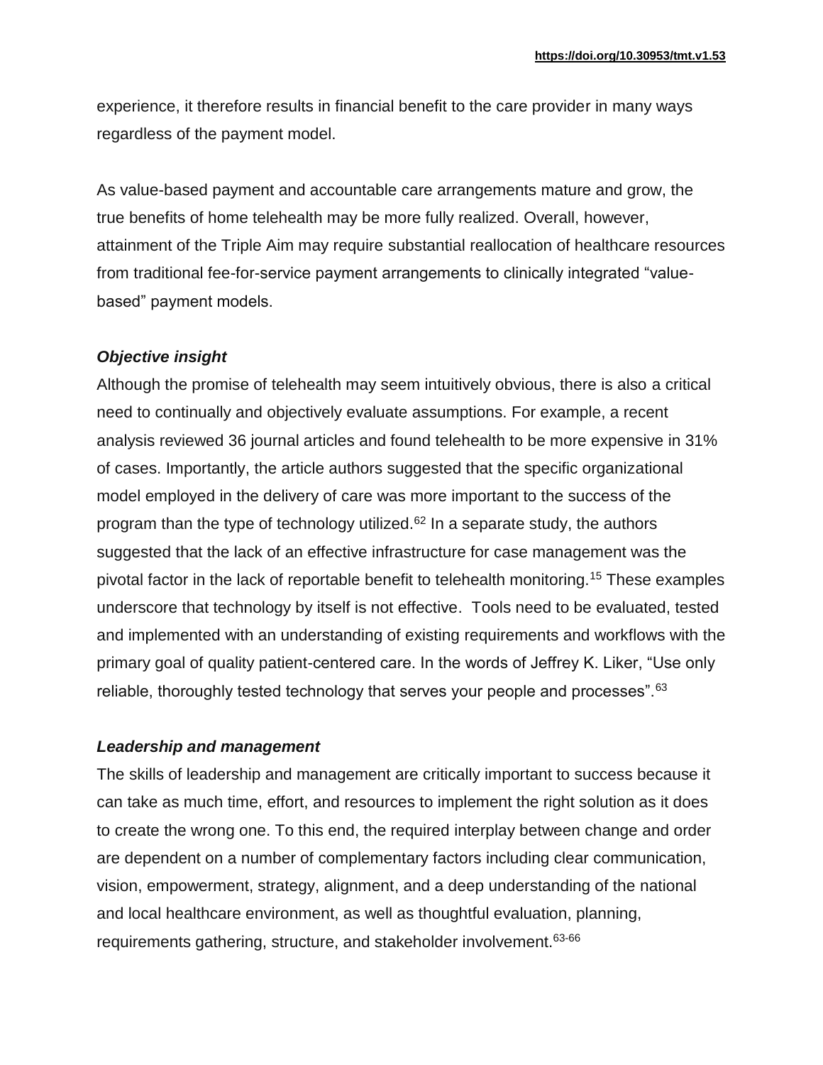experience, it therefore results in financial benefit to the care provider in many ways regardless of the payment model.

As value-based payment and accountable care arrangements mature and grow, the true benefits of home telehealth may be more fully realized. Overall, however, attainment of the Triple Aim may require substantial reallocation of healthcare resources from traditional fee-for-service payment arrangements to clinically integrated "value-based" payment models.

### *Objective insight*

Although the promise of telehealth may seem intuitively obvious, there is also a critical need to continually and objectively evaluate assumptions. For example, a recent analysis reviewed 36 journal articles and found telehealth to be more expensive in 31% of cases. Importantly, the article authors suggested that the specific organizational model employed in the delivery of care was more important to the success of the program than the type of technology utilized.[62] In a separate study, the authors suggested that the lack of an effective infrastructure for case management was the pivotal factor in the lack of reportable benefit to telehealth monitoring.[15] These examples underscore that technology by itself is not effective. Tools need to be evaluated, tested and implemented with an understanding of existing requirements and workflows with the primary goal of quality patient-centered care. In the words of Jeffrey K. Liker, "Use only reliable, thoroughly tested technology that serves your people and processes".[63]

### *Leadership and management*

The skills of leadership and management are critically important to success because it can take as much time, effort, and resources to implement the right solution as it does to create the wrong one. To this end, the required interplay between change and order are dependent on a number of complementary factors including clear communication, vision, empowerment, strategy, alignment, and a deep understanding of the national and local healthcare environment, as well as thoughtful evaluation, planning, requirements gathering, structure, and stakeholder involvement.[63-66]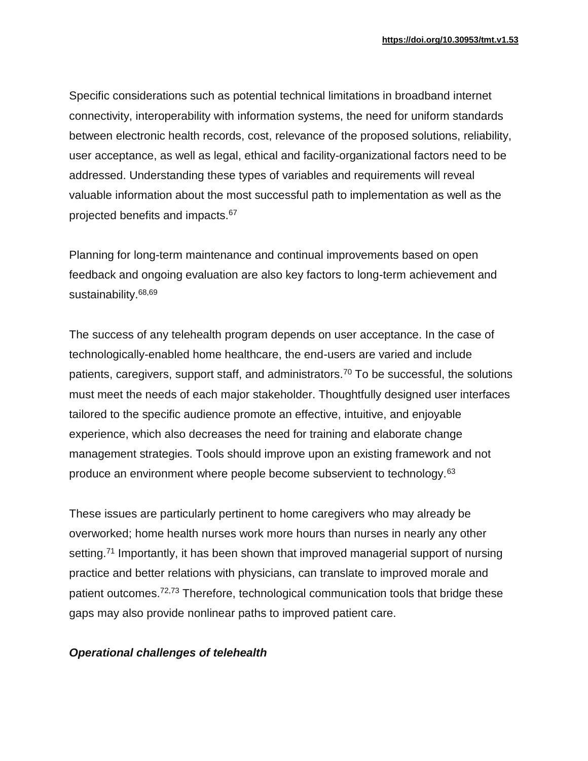Specific considerations such as potential technical limitations in broadband internet connectivity, interoperability with information systems, the need for uniform standards between electronic health records, cost, relevance of the proposed solutions, reliability, user acceptance, as well as legal, ethical and facility-organizational factors need to be addressed. Understanding these types of variables and requirements will reveal valuable information about the most successful path to implementation as well as the projected benefits and impacts.[67]

Planning for long-term maintenance and continual improvements based on open feedback and ongoing evaluation are also key factors to long-term achievement and sustainability.[68,69]

The success of any telehealth program depends on user acceptance. In the case of technologically-enabled home healthcare, the end-users are varied and include patients, caregivers, support staff, and administrators.[70] To be successful, the solutions must meet the needs of each major stakeholder. Thoughtfully designed user interfaces tailored to the specific audience promote an effective, intuitive, and enjoyable experience, which also decreases the need for training and elaborate change management strategies. Tools should improve upon an existing framework and not produce an environment where people become subservient to technology.[63]

These issues are particularly pertinent to home caregivers who may already be overworked; home health nurses work more hours than nurses in nearly any other setting.[71] Importantly, it has been shown that improved managerial support of nursing practice and better relations with physicians, can translate to improved morale and patient outcomes.[72,73] Therefore, technological communication tools that bridge these gaps may also provide nonlinear paths to improved patient care.

***Operational challenges of telehealth***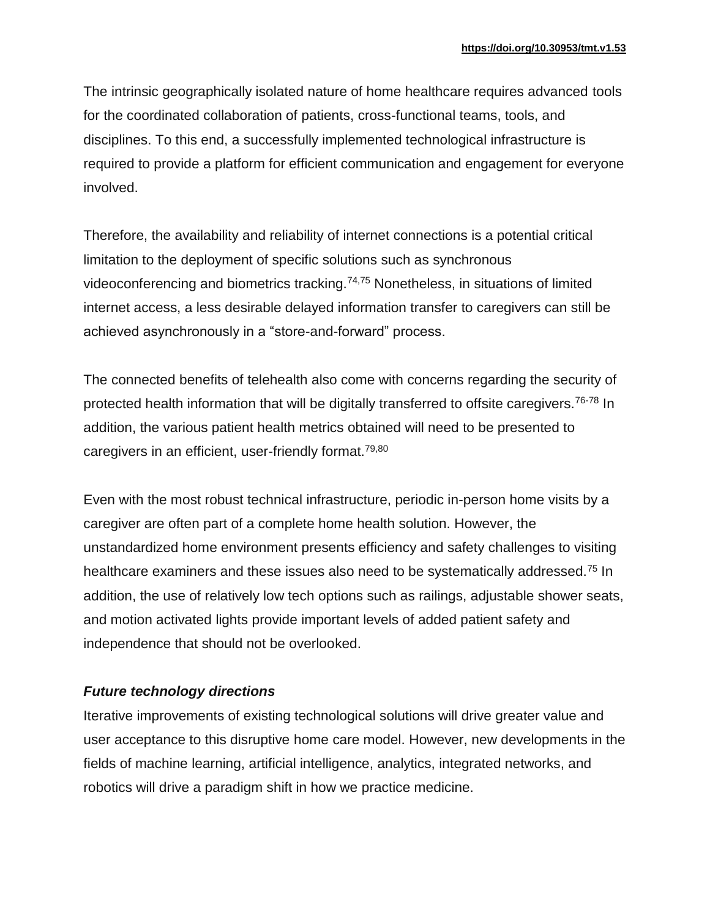The intrinsic geographically isolated nature of home healthcare requires advanced tools for the coordinated collaboration of patients, cross-functional teams, tools, and disciplines. To this end, a successfully implemented technological infrastructure is required to provide a platform for efficient communication and engagement for everyone involved.

Therefore, the availability and reliability of internet connections is a potential critical limitation to the deployment of specific solutions such as synchronous videoconferencing and biometrics tracking.[74,75] Nonetheless, in situations of limited internet access, a less desirable delayed information transfer to caregivers can still be achieved asynchronously in a "store-and-forward" process.

The connected benefits of telehealth also come with concerns regarding the security of protected health information that will be digitally transferred to offsite caregivers.[76-78] In addition, the various patient health metrics obtained will need to be presented to caregivers in an efficient, user-friendly format.[79,80]

Even with the most robust technical infrastructure, periodic in-person home visits by a caregiver are often part of a complete home health solution. However, the unstandardized home environment presents efficiency and safety challenges to visiting healthcare examiners and these issues also need to be systematically addressed.[75] In addition, the use of relatively low tech options such as railings, adjustable shower seats, and motion activated lights provide important levels of added patient safety and independence that should not be overlooked.

### *Future technology directions*

Iterative improvements of existing technological solutions will drive greater value and user acceptance to this disruptive home care model. However, new developments in the fields of machine learning, artificial intelligence, analytics, integrated networks, and robotics will drive a paradigm shift in how we practice medicine.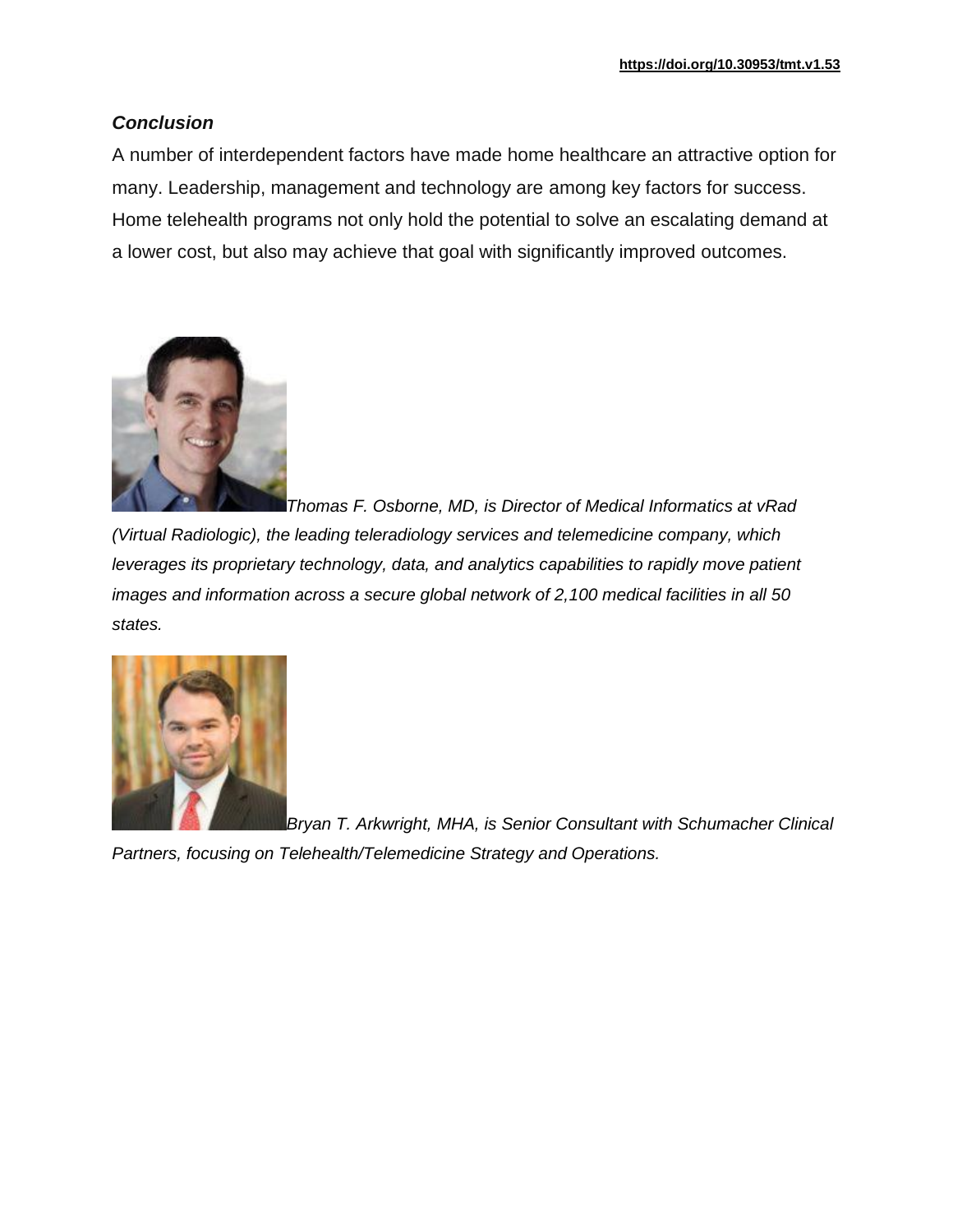### *Conclusion*

A number of interdependent factors have made home healthcare an attractive option for many. Leadership, management and technology are among key factors for success. Home telehealth programs not only hold the potential to solve an escalating demand at a lower cost, but also may achieve that goal with significantly improved outcomes.

*Thomas F. Osborne, MD, is Director of Medical Informatics at vRad (Virtual Radiologic), the leading teleradiology services and telemedicine company, which leverages its proprietary technology, data, and analytics capabilities to rapidly move patient images and information across a secure global network of 2,100 medical facilities in all 50 states.*

*Bryan T. Arkwright, MHA, is Senior Consultant with Schumacher Clinical Partners, focusing on Telehealth/Telemedicine Strategy and Operations.*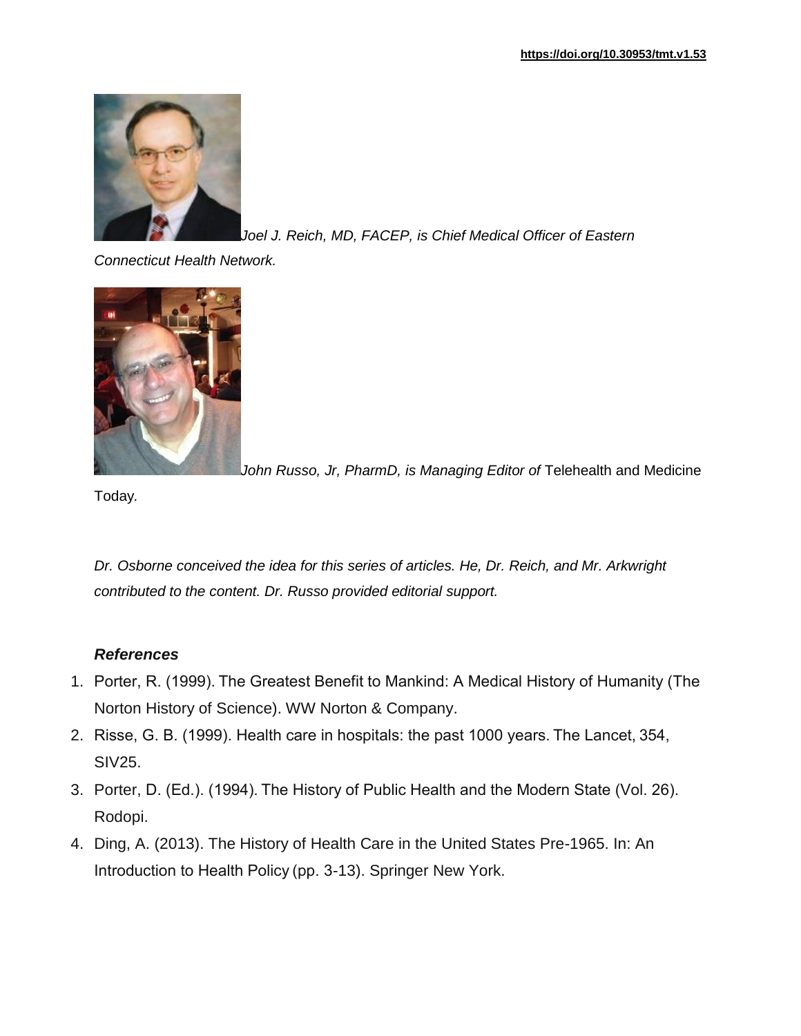*Joel J. Reich, MD, FACEP, is Chief Medical Officer of Eastern Connecticut Health Network.*

*John Russo, Jr, PharmD, is Managing Editor of* Telehealth and Medicine Today*.*

*Dr. Osborne conceived the idea for this series of articles. He, Dr. Reich, and Mr. Arkwright contributed to the content. Dr. Russo provided editorial support.*

### *References*

1. Porter, R. (1999). The Greatest Benefit to Mankind: A Medical History of Humanity (The Norton History of Science). WW Norton & Company.
2. Risse, G. B. (1999). Health care in hospitals: the past 1000 years. The Lancet, 354, SIV25.
3. Porter, D. (Ed.). (1994). The History of Public Health and the Modern State (Vol. 26). Rodopi.
4. Ding, A. (2013). The History of Health Care in the United States Pre-1965. In: An Introduction to Health Policy (pp. 3-13). Springer New York.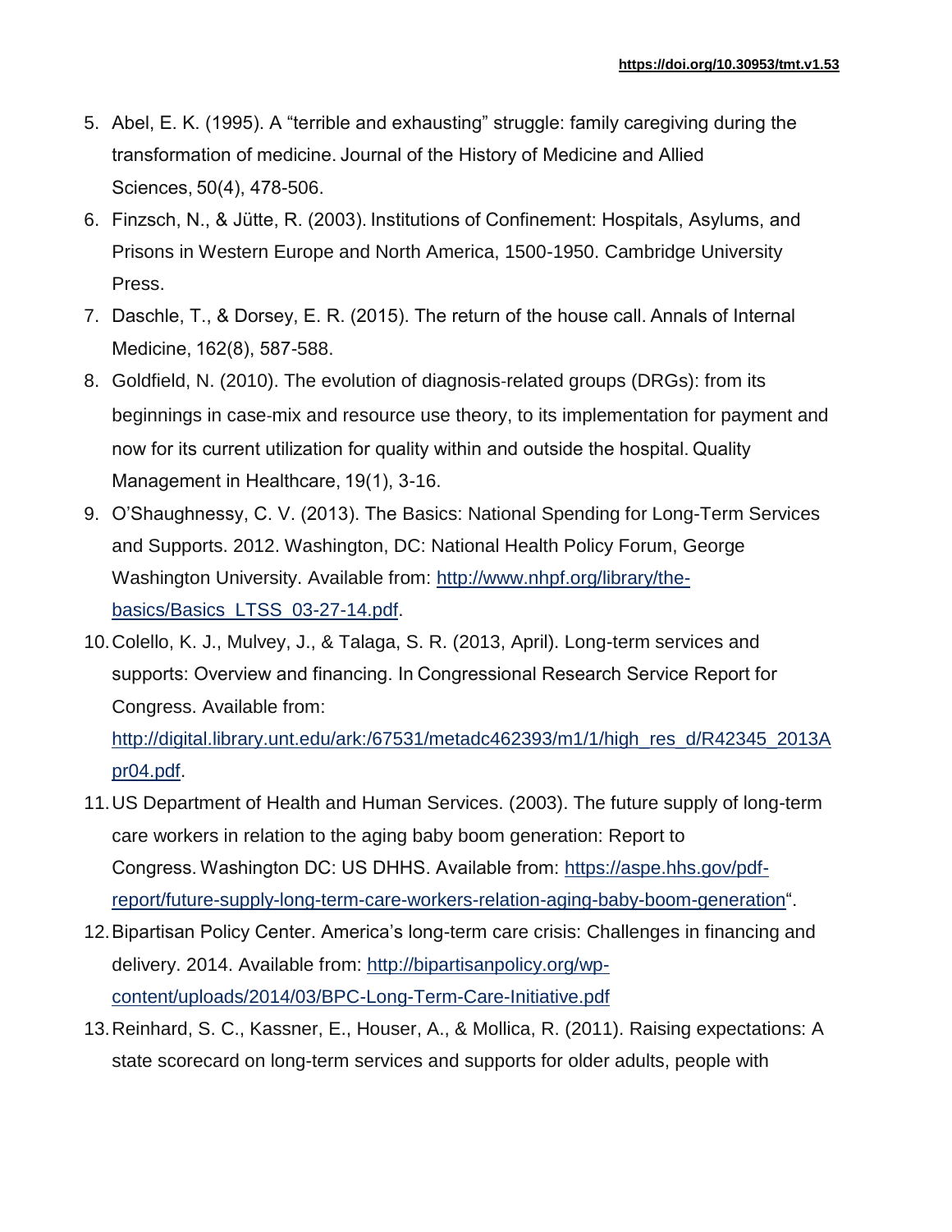5. Abel, E. K. (1995). A "terrible and exhausting" struggle: family caregiving during the transformation of medicine. Journal of the History of Medicine and Allied Sciences, 50(4), 478-506.
6. Finzsch, N., & Jütte, R. (2003). Institutions of Confinement: Hospitals, Asylums, and Prisons in Western Europe and North America, 1500-1950. Cambridge University Press.
7. Daschle, T., & Dorsey, E. R. (2015). The return of the house call. Annals of Internal Medicine, 162(8), 587-588.
8. Goldfield, N. (2010). The evolution of diagnosis-related groups (DRGs): from its beginnings in case-mix and resource use theory, to its implementation for payment and now for its current utilization for quality within and outside the hospital. Quality Management in Healthcare, 19(1), 3-16.
9. O'Shaughnessy, C. V. (2013). The Basics: National Spending for Long-Term Services and Supports. 2012. Washington, DC: National Health Policy Forum, George Washington University. Available from: [http://www.nhpf.org/library/the-basics/Basics_LTSS_03-27-14.pdf](http://www.nhpf.org/library/the-basics/Basics_LTSS_03-27-14.pdf).
10. Colello, K. J., Mulvey, J., & Talaga, S. R. (2013, April). Long-term services and supports: Overview and financing. In Congressional Research Service Report for Congress. Available from: [http://digital.library.unt.edu/ark:/67531/metadc462393/m1/1/high_res_d/R42345_2013Apr04.pdf](http://digital.library.unt.edu/ark:/67531/metadc462393/m1/1/high_res_d/R42345_2013Apr04.pdf).
11. US Department of Health and Human Services. (2003). The future supply of long-term care workers in relation to the aging baby boom generation: Report to Congress. Washington DC: US DHHS. Available from: [https://aspe.hhs.gov/pdf-report/future-supply-long-term-care-workers-relation-aging-baby-boom-generation](https://aspe.hhs.gov/pdf-report/future-supply-long-term-care-workers-relation-aging-baby-boom-generation)".
12. Bipartisan Policy Center. America's long-term care crisis: Challenges in financing and delivery. 2014. Available from: [http://bipartisanpolicy.org/wp-content/uploads/2014/03/BPC-Long-Term-Care-Initiative.pdf](http://bipartisanpolicy.org/wp-content/uploads/2014/03/BPC-Long-Term-Care-Initiative.pdf)
13. Reinhard, S. C., Kassner, E., Houser, A., & Mollica, R. (2011). Raising expectations: A state scorecard on long-term services and supports for older adults, people with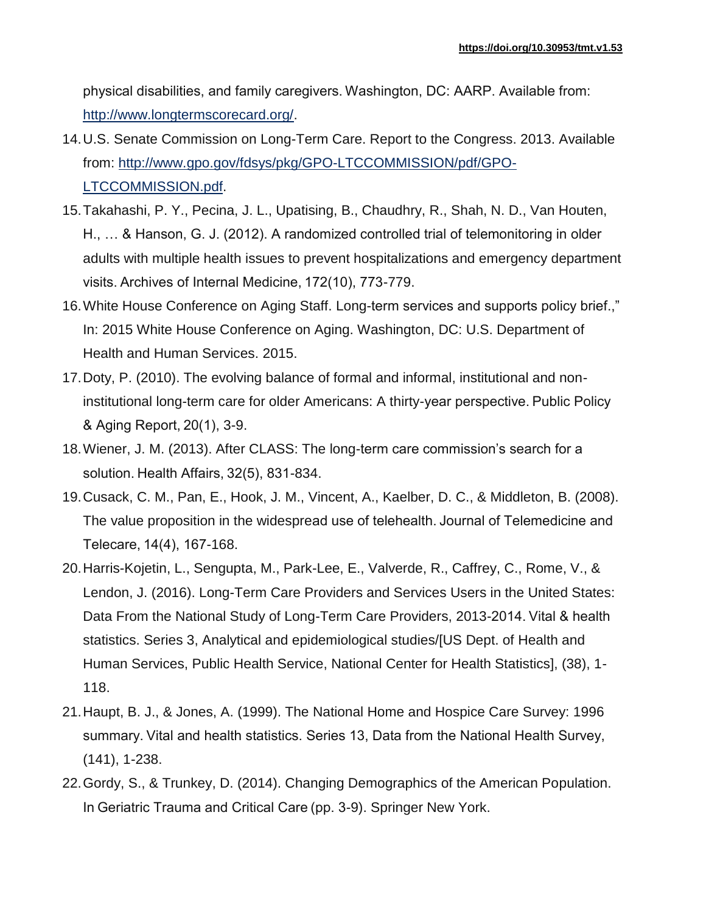physical disabilities, and family caregivers. Washington, DC: AARP. Available from: [http://www.longtermscorecard.org/](http://www.longtermscorecard.org/).

14. U.S. Senate Commission on Long-Term Care. Report to the Congress. 2013. Available from: [http://www.gpo.gov/fdsys/pkg/GPO-LTCCOMMISSION/pdf/GPO-LTCCOMMISSION.pdf](http://www.gpo.gov/fdsys/pkg/GPO-LTCCOMMISSION/pdf/GPO-LTCCOMMISSION.pdf).
15. Takahashi, P. Y., Pecina, J. L., Upatising, B., Chaudhry, R., Shah, N. D., Van Houten, H., … & Hanson, G. J. (2012). A randomized controlled trial of telemonitoring in older adults with multiple health issues to prevent hospitalizations and emergency department visits. Archives of Internal Medicine, 172(10), 773-779.
16. White House Conference on Aging Staff. Long-term services and supports policy brief.," In: 2015 White House Conference on Aging. Washington, DC: U.S. Department of Health and Human Services. 2015.
17. Doty, P. (2010). The evolving balance of formal and informal, institutional and non-institutional long-term care for older Americans: A thirty-year perspective. Public Policy & Aging Report, 20(1), 3-9.
18. Wiener, J. M. (2013). After CLASS: The long-term care commission's search for a solution. Health Affairs, 32(5), 831-834.
19. Cusack, C. M., Pan, E., Hook, J. M., Vincent, A., Kaelber, D. C., & Middleton, B. (2008). The value proposition in the widespread use of telehealth. Journal of Telemedicine and Telecare, 14(4), 167-168.
20. Harris-Kojetin, L., Sengupta, M., Park-Lee, E., Valverde, R., Caffrey, C., Rome, V., & Lendon, J. (2016). Long-Term Care Providers and Services Users in the United States: Data From the National Study of Long-Term Care Providers, 2013-2014. Vital & health statistics. Series 3, Analytical and epidemiological studies/[US Dept. of Health and Human Services, Public Health Service, National Center for Health Statistics], (38), 1-118.
21. Haupt, B. J., & Jones, A. (1999). The National Home and Hospice Care Survey: 1996 summary. Vital and health statistics. Series 13, Data from the National Health Survey, (141), 1-238.
22. Gordy, S., & Trunkey, D. (2014). Changing Demographics of the American Population. In Geriatric Trauma and Critical Care (pp. 3-9). Springer New York.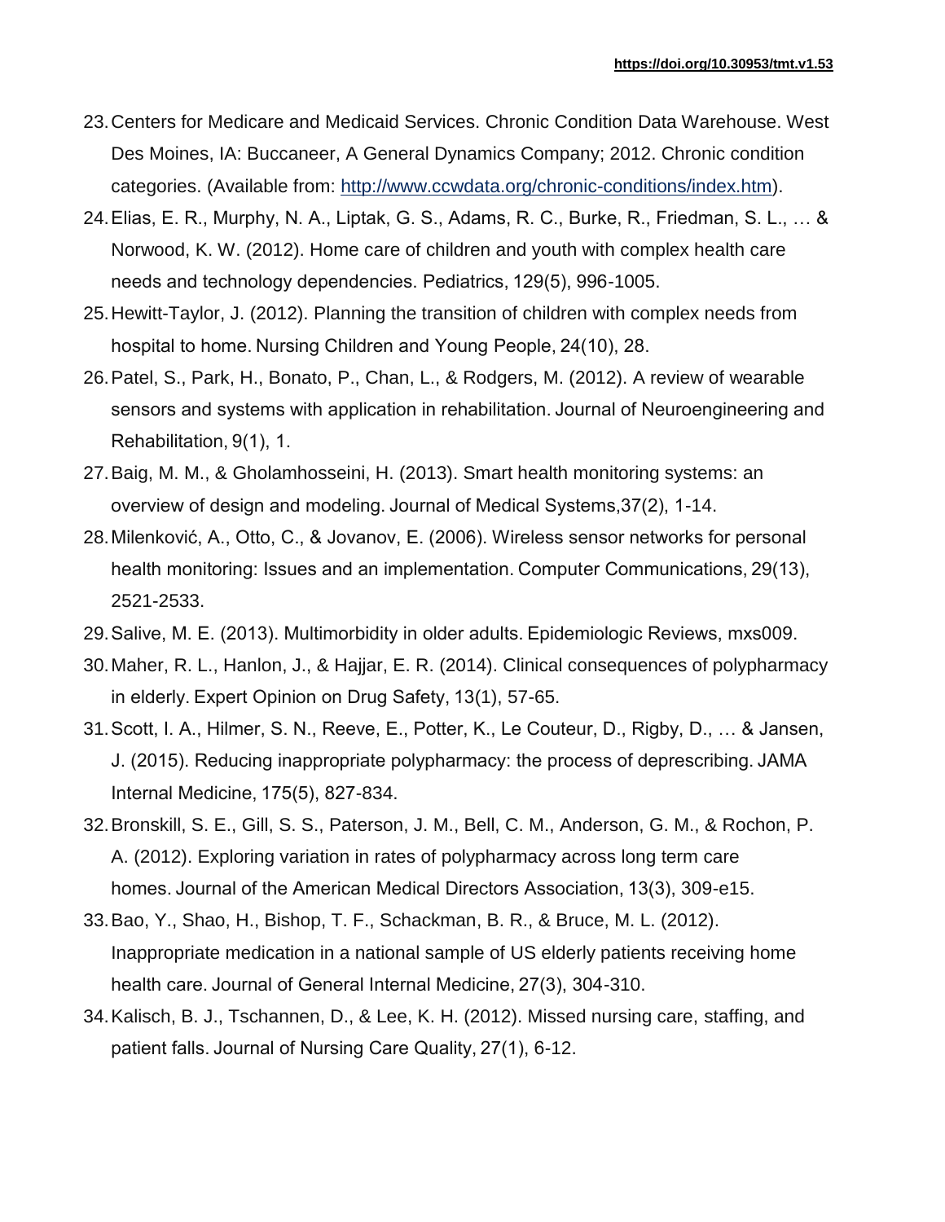23. Centers for Medicare and Medicaid Services. Chronic Condition Data Warehouse. West Des Moines, IA: Buccaneer, A General Dynamics Company; 2012. Chronic condition categories. (Available from: http://www.ccwdata.org/chronic-conditions/index.htm).
24. Elias, E. R., Murphy, N. A., Liptak, G. S., Adams, R. C., Burke, R., Friedman, S. L., … & Norwood, K. W. (2012). Home care of children and youth with complex health care needs and technology dependencies. Pediatrics, 129(5), 996-1005.
25. Hewitt-Taylor, J. (2012). Planning the transition of children with complex needs from hospital to home. Nursing Children and Young People, 24(10), 28.
26. Patel, S., Park, H., Bonato, P., Chan, L., & Rodgers, M. (2012). A review of wearable sensors and systems with application in rehabilitation. Journal of Neuroengineering and Rehabilitation, 9(1), 1.
27. Baig, M. M., & Gholamhosseini, H. (2013). Smart health monitoring systems: an overview of design and modeling. Journal of Medical Systems,37(2), 1-14.
28. Milenković, A., Otto, C., & Jovanov, E. (2006). Wireless sensor networks for personal health monitoring: Issues and an implementation. Computer Communications, 29(13), 2521-2533.
29. Salive, M. E. (2013). Multimorbidity in older adults. Epidemiologic Reviews, mxs009.
30. Maher, R. L., Hanlon, J., & Hajjar, E. R. (2014). Clinical consequences of polypharmacy in elderly. Expert Opinion on Drug Safety, 13(1), 57-65.
31. Scott, I. A., Hilmer, S. N., Reeve, E., Potter, K., Le Couteur, D., Rigby, D., … & Jansen, J. (2015). Reducing inappropriate polypharmacy: the process of deprescribing. JAMA Internal Medicine, 175(5), 827-834.
32. Bronskill, S. E., Gill, S. S., Paterson, J. M., Bell, C. M., Anderson, G. M., & Rochon, P. A. (2012). Exploring variation in rates of polypharmacy across long term care homes. Journal of the American Medical Directors Association, 13(3), 309-e15.
33. Bao, Y., Shao, H., Bishop, T. F., Schackman, B. R., & Bruce, M. L. (2012). Inappropriate medication in a national sample of US elderly patients receiving home health care. Journal of General Internal Medicine, 27(3), 304-310.
34. Kalisch, B. J., Tschannen, D., & Lee, K. H. (2012). Missed nursing care, staffing, and patient falls. Journal of Nursing Care Quality, 27(1), 6-12.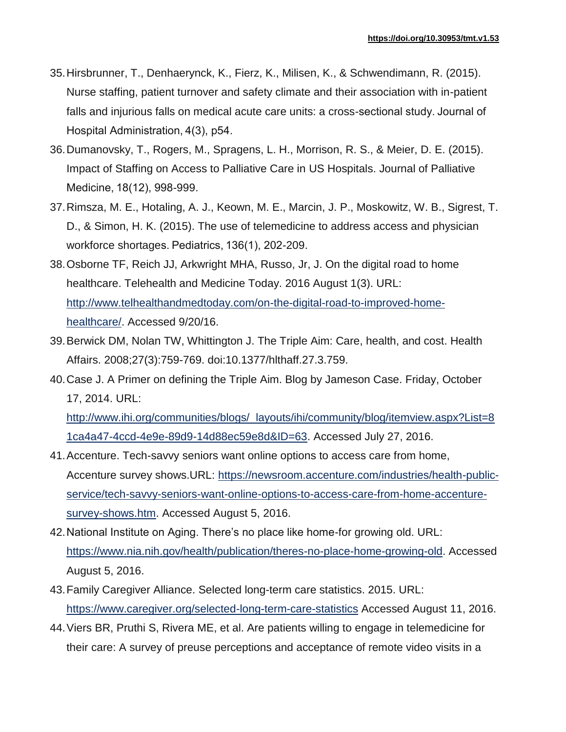35. Hirsbrunner, T., Denhaerynck, K., Fierz, K., Milisen, K., & Schwendimann, R. (2015). Nurse staffing, patient turnover and safety climate and their association with in-patient falls and injurious falls on medical acute care units: a cross-sectional study. Journal of Hospital Administration, 4(3), p54.
36. Dumanovsky, T., Rogers, M., Spragens, L. H., Morrison, R. S., & Meier, D. E. (2015). Impact of Staffing on Access to Palliative Care in US Hospitals. Journal of Palliative Medicine, 18(12), 998-999.
37. Rimsza, M. E., Hotaling, A. J., Keown, M. E., Marcin, J. P., Moskowitz, W. B., Sigrest, T. D., & Simon, H. K. (2015). The use of telemedicine to address access and physician workforce shortages. Pediatrics, 136(1), 202-209.
38. Osborne TF, Reich JJ, Arkwright MHA, Russo, Jr, J. On the digital road to home healthcare. Telehealth and Medicine Today. 2016 August 1(3). URL: http://www.telhealthandmedtoday.com/on-the-digital-road-to-improved-home-healthcare/. Accessed 9/20/16.
39. Berwick DM, Nolan TW, Whittington J. The Triple Aim: Care, health, and cost. Health Affairs. 2008;27(3):759-769. doi:10.1377/hlthaff.27.3.759.
40. Case J. A Primer on defining the Triple Aim. Blog by Jameson Case. Friday, October 17, 2014. URL: http://www.ihi.org/communities/blogs/_layouts/ihi/community/blog/itemview.aspx?List=81ca4a47-4ccd-4e9e-89d9-14d88ec59e8d&ID=63. Accessed July 27, 2016.
41. Accenture. Tech-savvy seniors want online options to access care from home, Accenture survey shows.URL: https://newsroom.accenture.com/industries/health-public-service/tech-savvy-seniors-want-online-options-to-access-care-from-home-accenture-survey-shows.htm. Accessed August 5, 2016.
42. National Institute on Aging. There's no place like home-for growing old. URL: https://www.nia.nih.gov/health/publication/theres-no-place-home-growing-old. Accessed August 5, 2016.
43. Family Caregiver Alliance. Selected long-term care statistics. 2015. URL: https://www.caregiver.org/selected-long-term-care-statistics Accessed August 11, 2016.
44. Viers BR, Pruthi S, Rivera ME, et al. Are patients willing to engage in telemedicine for their care: A survey of preuse perceptions and acceptance of remote video visits in a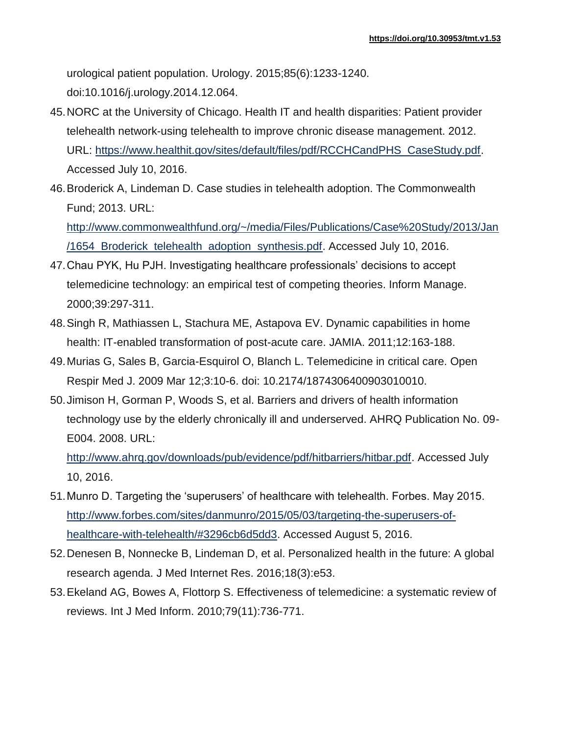urological patient population. Urology. 2015;85(6):1233-1240. doi:10.1016/j.urology.2014.12.064.

45. NORC at the University of Chicago. Health IT and health disparities: Patient provider telehealth network-using telehealth to improve chronic disease management. 2012. URL: https://www.healthit.gov/sites/default/files/pdf/RCCHCandPHS_CaseStudy.pdf. Accessed July 10, 2016.
46. Broderick A, Lindeman D. Case studies in telehealth adoption. The Commonwealth Fund; 2013. URL: http://www.commonwealthfund.org/~/media/Files/Publications/Case%20Study/2013/Jan/1654_Broderick_telehealth_adoption_synthesis.pdf. Accessed July 10, 2016.
47. Chau PYK, Hu PJH. Investigating healthcare professionals' decisions to accept telemedicine technology: an empirical test of competing theories. Inform Manage. 2000;39:297-311.
48. Singh R, Mathiassen L, Stachura ME, Astapova EV. Dynamic capabilities in home health: IT-enabled transformation of post-acute care. JAMIA. 2011;12:163-188.
49. Murias G, Sales B, Garcia-Esquirol O, Blanch L. Telemedicine in critical care. Open Respir Med J. 2009 Mar 12;3:10-6. doi: 10.2174/1874306400903010010.
50. Jimison H, Gorman P, Woods S, et al. Barriers and drivers of health information technology use by the elderly chronically ill and underserved. AHRQ Publication No. 09-E004. 2008. URL: http://www.ahrq.gov/downloads/pub/evidence/pdf/hitbarriers/hitbar.pdf. Accessed July 10, 2016.
51. Munro D. Targeting the 'superusers' of healthcare with telehealth. Forbes. May 2015. http://www.forbes.com/sites/danmunro/2015/05/03/targeting-the-superusers-of-healthcare-with-telehealth/#3296cb6d5dd3. Accessed August 5, 2016.
52. Denesen B, Nonnecke B, Lindeman D, et al. Personalized health in the future: A global research agenda. J Med Internet Res. 2016;18(3):e53.
53. Ekeland AG, Bowes A, Flottorp S. Effectiveness of telemedicine: a systematic review of reviews. Int J Med Inform. 2010;79(11):736-771.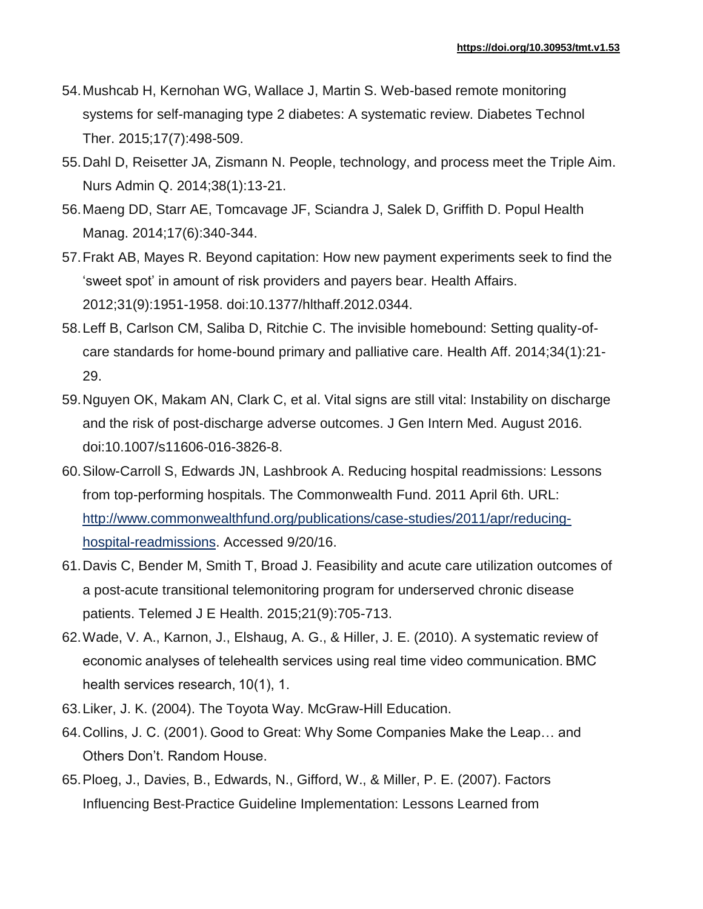54. Mushcab H, Kernohan WG, Wallace J, Martin S. Web-based remote monitoring systems for self-managing type 2 diabetes: A systematic review. Diabetes Technol Ther. 2015;17(7):498-509.
55. Dahl D, Reisetter JA, Zismann N. People, technology, and process meet the Triple Aim. Nurs Admin Q. 2014;38(1):13-21.
56. Maeng DD, Starr AE, Tomcavage JF, Sciandra J, Salek D, Griffith D. Popul Health Manag. 2014;17(6):340-344.
57. Frakt AB, Mayes R. Beyond capitation: How new payment experiments seek to find the 'sweet spot' in amount of risk providers and payers bear. Health Affairs. 2012;31(9):1951-1958. doi:10.1377/hlthaff.2012.0344.
58. Leff B, Carlson CM, Saliba D, Ritchie C. The invisible homebound: Setting quality-of-care standards for home-bound primary and palliative care. Health Aff. 2014;34(1):21-29.
59. Nguyen OK, Makam AN, Clark C, et al. Vital signs are still vital: Instability on discharge and the risk of post-discharge adverse outcomes. J Gen Intern Med. August 2016. doi:10.1007/s11606-016-3826-8.
60. Silow-Carroll S, Edwards JN, Lashbrook A. Reducing hospital readmissions: Lessons from top-performing hospitals. The Commonwealth Fund. 2011 April 6th. URL: http://www.commonwealthfund.org/publications/case-studies/2011/apr/reducing-hospital-readmissions. Accessed 9/20/16.
61. Davis C, Bender M, Smith T, Broad J. Feasibility and acute care utilization outcomes of a post-acute transitional telemonitoring program for underserved chronic disease patients. Telemed J E Health. 2015;21(9):705-713.
62. Wade, V. A., Karnon, J., Elshaug, A. G., & Hiller, J. E. (2010). A systematic review of economic analyses of telehealth services using real time video communication. BMC health services research, 10(1), 1.
63. Liker, J. K. (2004). The Toyota Way. McGraw-Hill Education.
64. Collins, J. C. (2001). Good to Great: Why Some Companies Make the Leap… and Others Don't. Random House.
65. Ploeg, J., Davies, B., Edwards, N., Gifford, W., & Miller, P. E. (2007). Factors Influencing Best-Practice Guideline Implementation: Lessons Learned from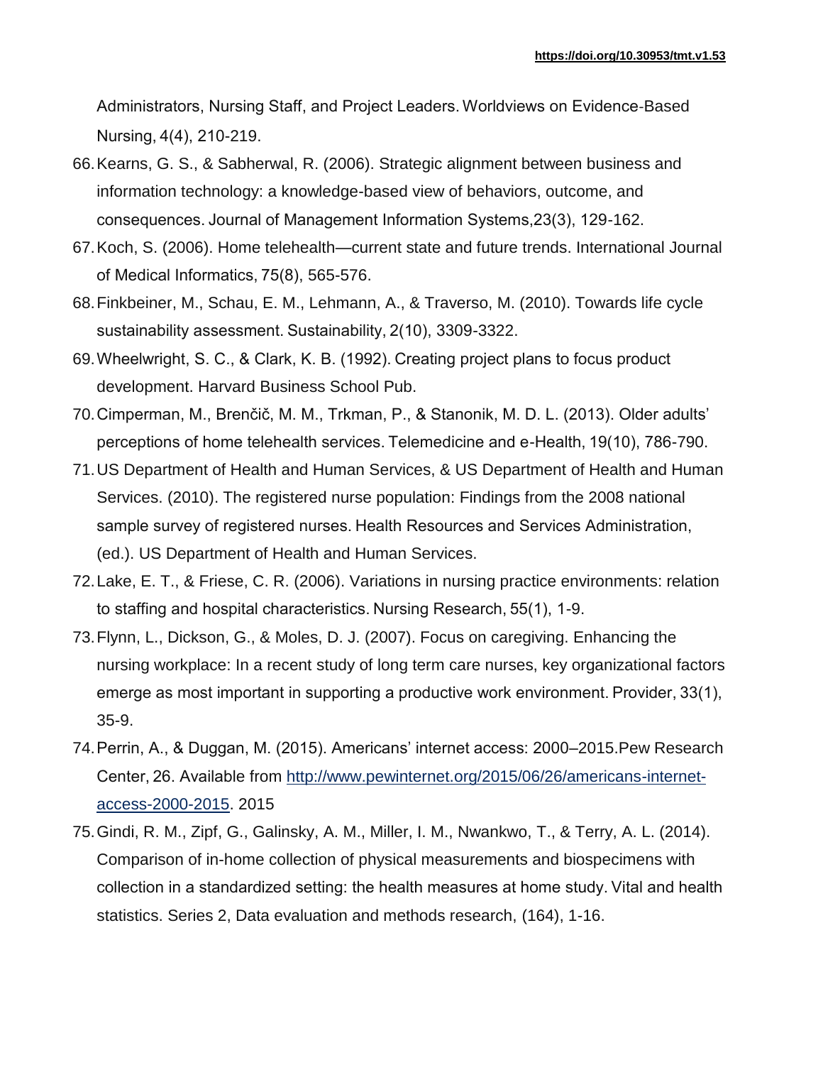Administrators, Nursing Staff, and Project Leaders. Worldviews on Evidence-Based Nursing, 4(4), 210-219.

66. Kearns, G. S., & Sabherwal, R. (2006). Strategic alignment between business and information technology: a knowledge-based view of behaviors, outcome, and consequences. Journal of Management Information Systems,23(3), 129-162.
67. Koch, S. (2006). Home telehealth—current state and future trends. International Journal of Medical Informatics, 75(8), 565-576.
68. Finkbeiner, M., Schau, E. M., Lehmann, A., & Traverso, M. (2010). Towards life cycle sustainability assessment. Sustainability, 2(10), 3309-3322.
69. Wheelwright, S. C., & Clark, K. B. (1992). Creating project plans to focus product development. Harvard Business School Pub.
70. Cimperman, M., Brenčič, M. M., Trkman, P., & Stanonik, M. D. L. (2013). Older adults' perceptions of home telehealth services. Telemedicine and e-Health, 19(10), 786-790.
71. US Department of Health and Human Services, & US Department of Health and Human Services. (2010). The registered nurse population: Findings from the 2008 national sample survey of registered nurses. Health Resources and Services Administration, (ed.). US Department of Health and Human Services.
72. Lake, E. T., & Friese, C. R. (2006). Variations in nursing practice environments: relation to staffing and hospital characteristics. Nursing Research, 55(1), 1-9.
73. Flynn, L., Dickson, G., & Moles, D. J. (2007). Focus on caregiving. Enhancing the nursing workplace: In a recent study of long term care nurses, key organizational factors emerge as most important in supporting a productive work environment. Provider, 33(1), 35-9.
74. Perrin, A., & Duggan, M. (2015). Americans' internet access: 2000–2015.Pew Research Center, 26. Available from http://www.pewinternet.org/2015/06/26/americans-internet-access-2000-2015. 2015
75. Gindi, R. M., Zipf, G., Galinsky, A. M., Miller, I. M., Nwankwo, T., & Terry, A. L. (2014). Comparison of in-home collection of physical measurements and biospecimens with collection in a standardized setting: the health measures at home study. Vital and health statistics. Series 2, Data evaluation and methods research, (164), 1-16.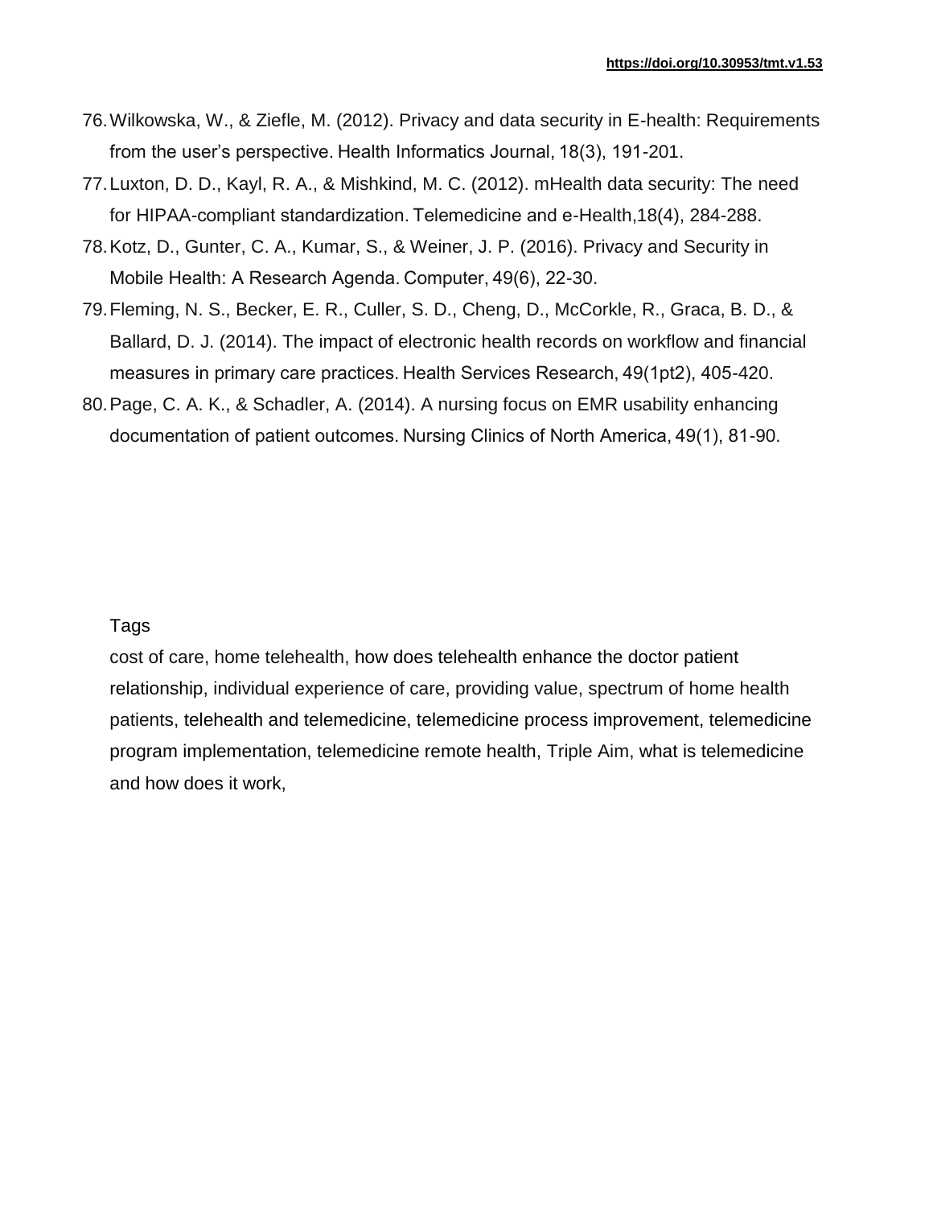76. Wilkowska, W., & Ziefle, M. (2012). Privacy and data security in E-health: Requirements from the user's perspective. Health Informatics Journal, 18(3), 191-201.
77. Luxton, D. D., Kayl, R. A., & Mishkind, M. C. (2012). mHealth data security: The need for HIPAA-compliant standardization. Telemedicine and e-Health,18(4), 284-288.
78. Kotz, D., Gunter, C. A., Kumar, S., & Weiner, J. P. (2016). Privacy and Security in Mobile Health: A Research Agenda. Computer, 49(6), 22-30.
79. Fleming, N. S., Becker, E. R., Culler, S. D., Cheng, D., McCorkle, R., Graca, B. D., & Ballard, D. J. (2014). The impact of electronic health records on workflow and financial measures in primary care practices. Health Services Research, 49(1pt2), 405-420.
80. Page, C. A. K., & Schadler, A. (2014). A nursing focus on EMR usability enhancing documentation of patient outcomes. Nursing Clinics of North America, 49(1), 81-90.

Tags

cost of care, home telehealth, how does telehealth enhance the doctor patient relationship, individual experience of care, providing value, spectrum of home health patients, telehealth and telemedicine, telemedicine process improvement, telemedicine program implementation, telemedicine remote health, Triple Aim, what is telemedicine and how does it work,